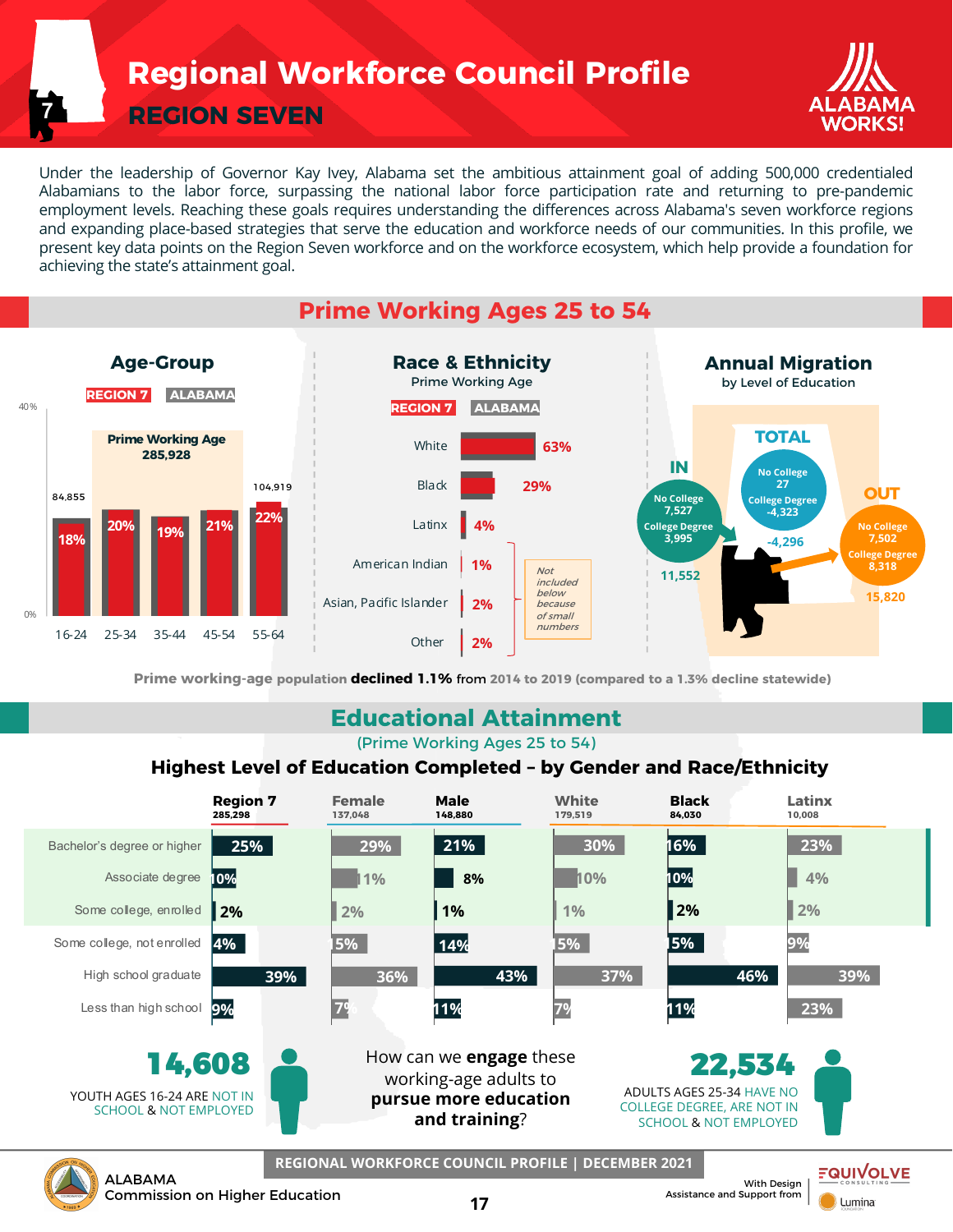# Regional Workforce Council Profile

## REGION SEVEN

Under the leadership of Governor Kay Ivey, Alabama set the ambitious attainment goal of adding 500,000 credentialed Alabamians to the labor force, surpassing the national labor force participation rate and returning to pre-pandemic employment levels. Reaching these goals requires understanding the differences across Alabama's seven workforce regions and expanding place-based strategies that serve the education and workforce needs of our communities. In this profile, we present key data points on the Region Seven workforce and on the workforce ecosystem, which help provide a foundation for achieving the state's attainment goal.

## Prime Working Ages 25 to 54

### Age-Group

REGION 7 | ALABAMA

Prime Working Age 285,928

| Age | Region 7 |
|---|---|
| 16-24 | 18% (84,855) |
| 25-34 | 20% |
| 35-44 | 19% |
| 45-54 | 21% |
| 55-64 | 22% (104,919) |

### Race & Ethnicity

Prime Working Age

REGION 7 | ALABAMA

| Race/Ethnicity | Region 7 |
|---|---|
| White | 63% |
| Black | 29% |
| Latinx | 4% |
| American Indian | 1% |
| Asian, Pacific Islander | 2% |
| Other | 2% |

*Not included below because of small numbers* (American Indian, Asian, Pacific Islander, Other)

### Annual Migration

by Level of Education

| | No College | College Degree | Total |
|---|---|---|---|
| IN | 7,527 | 3,995 | 11,552 |
| OUT | 7,502 | 8,318 | 15,820 |
| TOTAL | 27 | -4,323 | -4,296 |

Prime working-age population **declined 1.1%** from 2014 to 2019 (compared to a 1.3% decline statewide)

## Educational Attainment

(Prime Working Ages 25 to 54)

### Highest Level of Education Completed – by Gender and Race/Ethnicity

| | Region 7 (285,298) | Female (137,048) | Male (148,880) | White (179,519) | Black (84,030) | Latinx (10,008) |
|---|---|---|---|---|---|---|
| Bachelor's degree or higher | 25% | 29% | 21% | 30% | 16% | 23% |
| Associate degree | 10% | 11% | 8% | 10% | 10% | 4% |
| Some college, enrolled | 2% | 2% | 1% | 1% | 2% | 2% |
| Some college, not enrolled | 4% | 15% | 14% | 15% | 15% | 9% |
| High school graduate | 39% | 36% | 43% | 37% | 46% | 39% |
| Less than high school | 9% | 7% | 11% | 7% | 11% | 23% |

**14,608** YOUTH AGES 16-24 ARE NOT IN SCHOOL & NOT EMPLOYED

How can we **engage** these working-age adults to **pursue more education and training**?

**22,534** ADULTS AGES 25-34 HAVE NO COLLEGE DEGREE, ARE NOT IN SCHOOL & NOT EMPLOYED

ALABAMA Commission on Higher Education

REGIONAL WORKFORCE COUNCIL PROFILE | DECEMBER 2021

With Design Assistance and Support from EQUIVOLVE CONSULTING, Lumina Foundation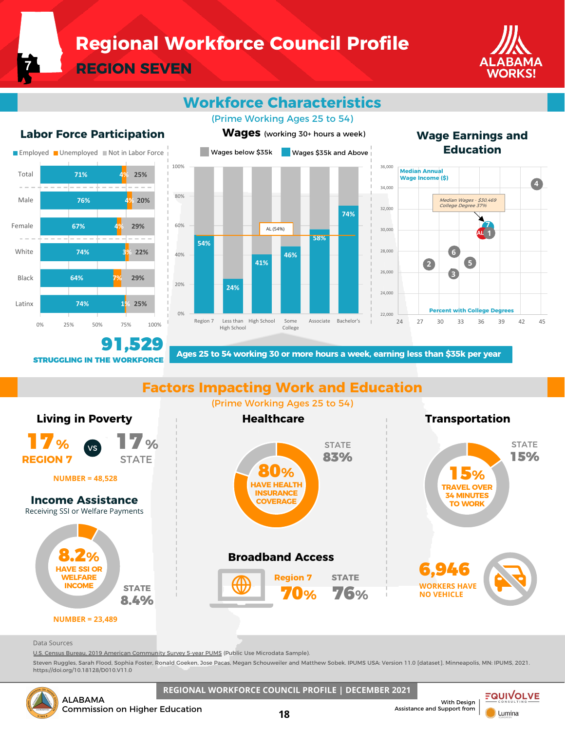# Regional Workforce Council Profile

## REGION SEVEN

ALABAMA WORKS!

## Workforce Characteristics

(Prime Working Ages 25 to 54)

### Labor Force Participation

Employed Unemployed Not in Labor Force

Total 71% 4% 25%
Male 76% 4% 20%
Female 67% 4% 29%
White 74% 3% 22%
Black 64% 7% 29%
Latinx 74% 1% 25%

0% 25% 50% 75% 100%

### Wages (working 30+ hours a week)

Wages below $35k Wages $35k and Above

AL (54%)

Region 7 54%
Less than High School 24%
High School 41%
Some College 46%
Associate 58%
Bachelor's 74%

0% 20% 40% 60% 80% 100%

### Wage Earnings and Education

Median Annual Wage Income ($)

Median Wages - $30,469
College Degree 37%

Percent with College Degrees

22,000 24,000 26,000 28,000 30,000 32,000 34,000 36,000

24 27 30 33 36 39 42 45

AL 1 2 3 4 5 6 7

**91,529**
**STRUGGLING IN THE WORKFORCE**

**Ages 25 to 54 working 30 or more hours a week, earning less than $35k per year**

## Factors Impacting Work and Education

(Prime Working Ages 25 to 54)

### Living in Poverty

**17%** REGION 7 VS **17%** STATE

NUMBER = 48,528

### Income Assistance

Receiving SSI or Welfare Payments

**8.2%** HAVE SSI OR WELFARE INCOME

STATE **8.4%**

NUMBER = 23,489

### Healthcare

**80%** HAVE HEALTH INSURANCE COVERAGE

STATE **83%**

### Broadband Access

Region 7 **70%**

STATE **76%**

### Transportation

**15%** TRAVEL OVER 34 MINUTES TO WORK

STATE **15%**

**6,946** WORKERS HAVE NO VEHICLE

Data Sources

U.S. Census Bureau, 2019 American Community Survey 5-year PUMS (Public Use Microdata Sample).

Steven Ruggles, Sarah Flood, Sophia Foster, Ronald Goeken, Jose Pacas, Megan Schouweiler and Matthew Sobek. IPUMS USA: Version 11.0 [dataset]. Minneapolis, MN: IPUMS, 2021. https://doi.org/10.18128/D010.V11.0

ALABAMA Commission on Higher Education

REGIONAL WORKFORCE COUNCIL PROFILE | DECEMBER 2021

With Design Assistance and Support from EQUIVOLVE CONSULTING Lumina